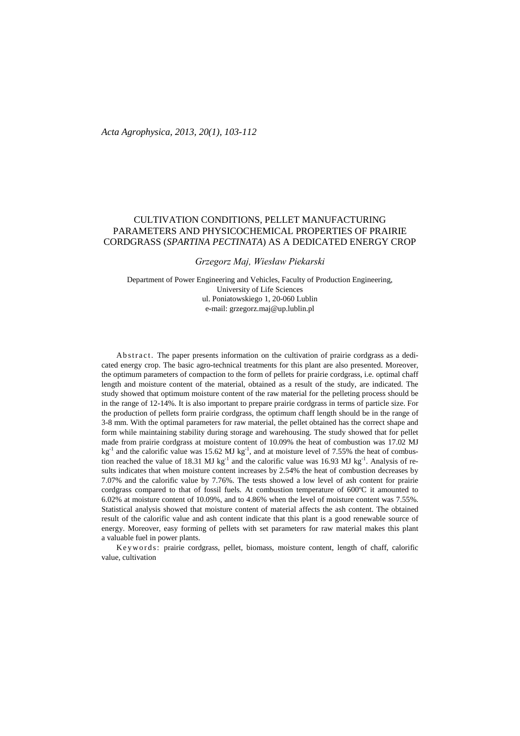# CULTIVATION CONDITIONS, PELLET MANUFACTURING PARAMETERS AND PHYSICOCHEMICAL PROPERTIES OF PRAIRIE CORDGRASS (*SPARTINA PECTINATA*) AS A DEDICATED ENERGY CROP

*Grzegorz Maj, Wiesław Piekarski*

Department of Power Engineering and Vehicles, Faculty of Production Engineering,
University of Life Sciences
ul. Poniatowskiego 1, 20-060 Lublin
e-mail: grzegorz.maj@up.lublin.pl

Abstract. The paper presents information on the cultivation of prairie cordgrass as a dedicated energy crop. The basic agro-technical treatments for this plant are also presented. Moreover, the optimum parameters of compaction to the form of pellets for prairie cordgrass, i.e. optimal chaff length and moisture content of the material, obtained as a result of the study, are indicated. The study showed that optimum moisture content of the raw material for the pelleting process should be in the range of 12-14%. It is also important to prepare prairie cordgrass in terms of particle size. For the production of pellets form prairie cordgrass, the optimum chaff length should be in the range of 3-8 mm. With the optimal parameters for raw material, the pellet obtained has the correct shape and form while maintaining stability during storage and warehousing. The study showed that for pellet made from prairie cordgrass at moisture content of 10.09% the heat of combustion was 17.02 MJ $kg^{-1}$ and the calorific value was 15.62 MJ $kg^{-1}$, and at moisture level of 7.55% the heat of combustion reached the value of 18.31 MJ $kg^{-1}$ and the calorific value was 16.93 MJ $kg^{-1}$. Analysis of results indicates that when moisture content increases by 2.54% the heat of combustion decreases by 7.07% and the calorific value by 7.76%. The tests showed a low level of ash content for prairie cordgrass compared to that of fossil fuels. At combustion temperature of 600ºC it amounted to 6.02% at moisture content of 10.09%, and to 4.86% when the level of moisture content was 7.55%. Statistical analysis showed that moisture content of material affects the ash content. The obtained result of the calorific value and ash content indicate that this plant is a good renewable source of energy. Moreover, easy forming of pellets with set parameters for raw material makes this plant a valuable fuel in power plants.

Keywords: prairie cordgrass, pellet, biomass, moisture content, length of chaff, calorific value, cultivation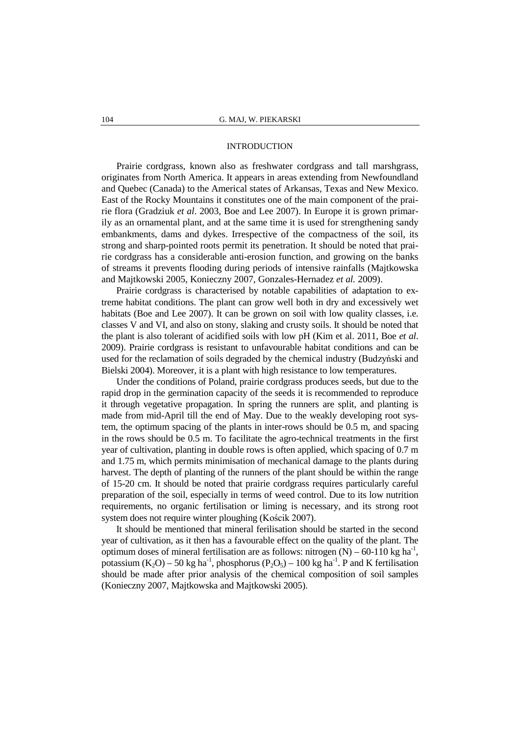## INTRODUCTION

Prairie cordgrass, known also as freshwater cordgrass and tall marshgrass, originates from North America. It appears in areas extending from Newfoundland and Quebec (Canada) to the Americal states of Arkansas, Texas and New Mexico. East of the Rocky Mountains it constitutes one of the main component of the prairie flora (Gradziuk *et al*. 2003, Boe and Lee 2007). In Europe it is grown primarily as an ornamental plant, and at the same time it is used for strengthening sandy embankments, dams and dykes. Irrespective of the compactness of the soil, its strong and sharp-pointed roots permit its penetration. It should be noted that prairie cordgrass has a considerable anti-erosion function, and growing on the banks of streams it prevents flooding during periods of intensive rainfalls (Majtkowska and Majtkowski 2005, Konieczny 2007, Gonzales-Hernadez *et al.* 2009).

Prairie cordgrass is characterised by notable capabilities of adaptation to extreme habitat conditions. The plant can grow well both in dry and excessively wet habitats (Boe and Lee 2007). It can be grown on soil with low quality classes, i.e. classes V and VI, and also on stony, slaking and crusty soils. It should be noted that the plant is also tolerant of acidified soils with low pH (Kim et al. 2011, Boe *et al*. 2009). Prairie cordgrass is resistant to unfavourable habitat conditions and can be used for the reclamation of soils degraded by the chemical industry (Budzyński and Bielski 2004). Moreover, it is a plant with high resistance to low temperatures.

Under the conditions of Poland, prairie cordgrass produces seeds, but due to the rapid drop in the germination capacity of the seeds it is recommended to reproduce it through vegetative propagation. In spring the runners are split, and planting is made from mid-April till the end of May. Due to the weakly developing root system, the optimum spacing of the plants in inter-rows should be 0.5 m, and spacing in the rows should be 0.5 m. To facilitate the agro-technical treatments in the first year of cultivation, planting in double rows is often applied, which spacing of 0.7 m and 1.75 m, which permits minimisation of mechanical damage to the plants during harvest. The depth of planting of the runners of the plant should be within the range of 15-20 cm. It should be noted that prairie cordgrass requires particularly careful preparation of the soil, especially in terms of weed control. Due to its low nutrition requirements, no organic fertilisation or liming is necessary, and its strong root system does not require winter ploughing (Kościk 2007).

It should be mentioned that mineral ferilisation should be started in the second year of cultivation, as it then has a favourable effect on the quality of the plant. The optimum doses of mineral fertilisation are as follows: nitrogen (N) – 60-110 kg ha$^{-1}$, potassium ($K_2O$) – 50 kg ha$^{-1}$, phosphorus ($P_2O_5$) – 100 kg ha$^{-1}$. P and K fertilisation should be made after prior analysis of the chemical composition of soil samples (Konieczny 2007, Majtkowska and Majtkowski 2005).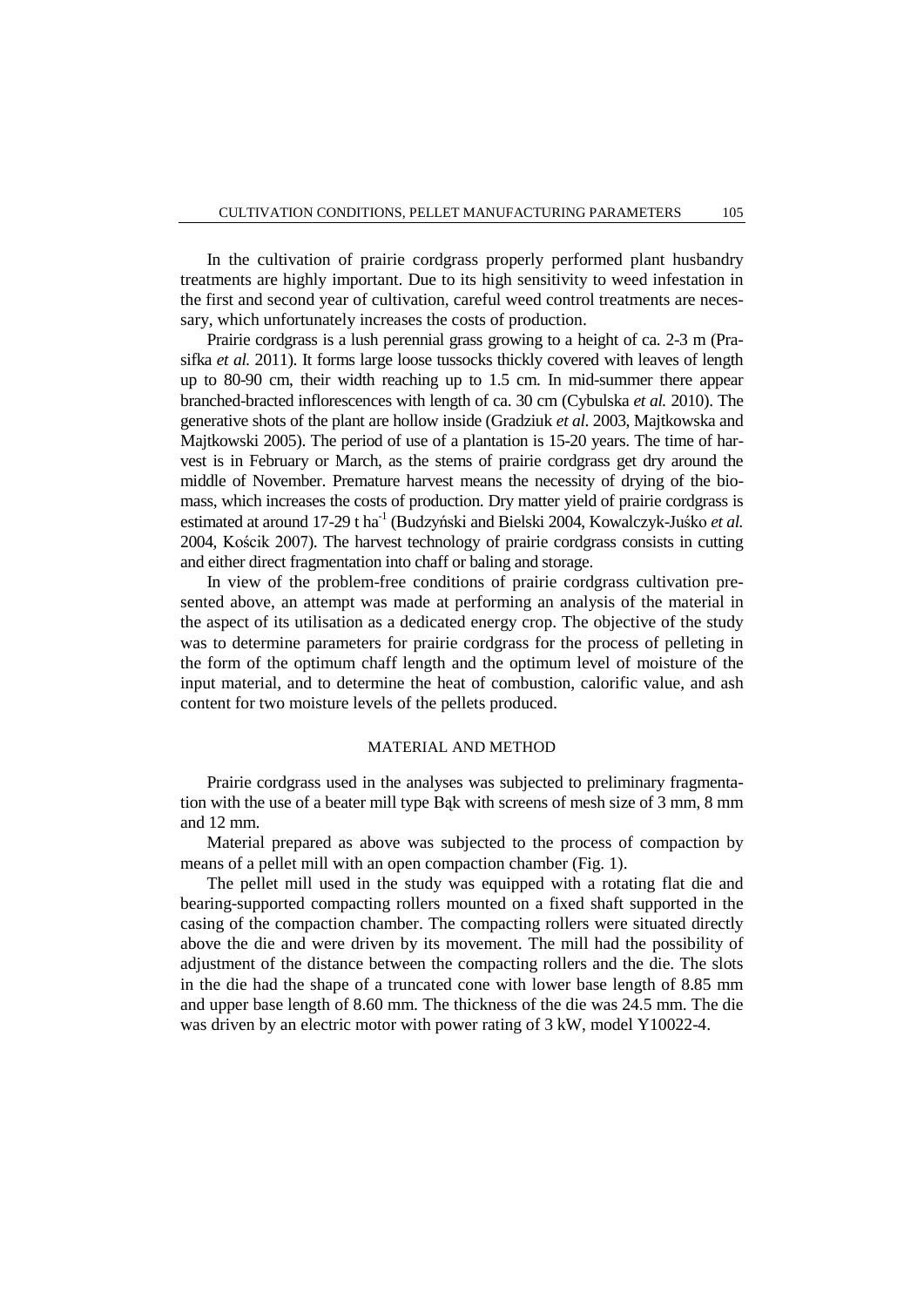In the cultivation of prairie cordgrass properly performed plant husbandry treatments are highly important. Due to its high sensitivity to weed infestation in the first and second year of cultivation, careful weed control treatments are necessary, which unfortunately increases the costs of production.

Prairie cordgrass is a lush perennial grass growing to a height of ca. 2-3 m (Prasifka *et al.* 2011). It forms large loose tussocks thickly covered with leaves of length up to 80-90 cm, their width reaching up to 1.5 cm. In mid-summer there appear branched-bracted inflorescences with length of ca. 30 cm (Cybulska *et al.* 2010). The generative shots of the plant are hollow inside (Gradziuk *et al.* 2003, Majtkowska and Majtkowski 2005). The period of use of a plantation is 15-20 years. The time of harvest is in February or March, as the stems of prairie cordgrass get dry around the middle of November. Premature harvest means the necessity of drying of the biomass, which increases the costs of production. Dry matter yield of prairie cordgrass is estimated at around 17-29 t $ha^{-1}$ (Budzyński and Bielski 2004, Kowalczyk-Juśko *et al.* 2004, Kościk 2007). The harvest technology of prairie cordgrass consists in cutting and either direct fragmentation into chaff or baling and storage.

In view of the problem-free conditions of prairie cordgrass cultivation presented above, an attempt was made at performing an analysis of the material in the aspect of its utilisation as a dedicated energy crop. The objective of the study was to determine parameters for prairie cordgrass for the process of pelleting in the form of the optimum chaff length and the optimum level of moisture of the input material, and to determine the heat of combustion, calorific value, and ash content for two moisture levels of the pellets produced.

## MATERIAL AND METHOD

Prairie cordgrass used in the analyses was subjected to preliminary fragmentation with the use of a beater mill type Bąk with screens of mesh size of 3 mm, 8 mm and 12 mm.

Material prepared as above was subjected to the process of compaction by means of a pellet mill with an open compaction chamber (Fig. 1).

The pellet mill used in the study was equipped with a rotating flat die and bearing-supported compacting rollers mounted on a fixed shaft supported in the casing of the compaction chamber. The compacting rollers were situated directly above the die and were driven by its movement. The mill had the possibility of adjustment of the distance between the compacting rollers and the die. The slots in the die had the shape of a truncated cone with lower base length of 8.85 mm and upper base length of 8.60 mm. The thickness of the die was 24.5 mm. The die was driven by an electric motor with power rating of 3 kW, model Y10022-4.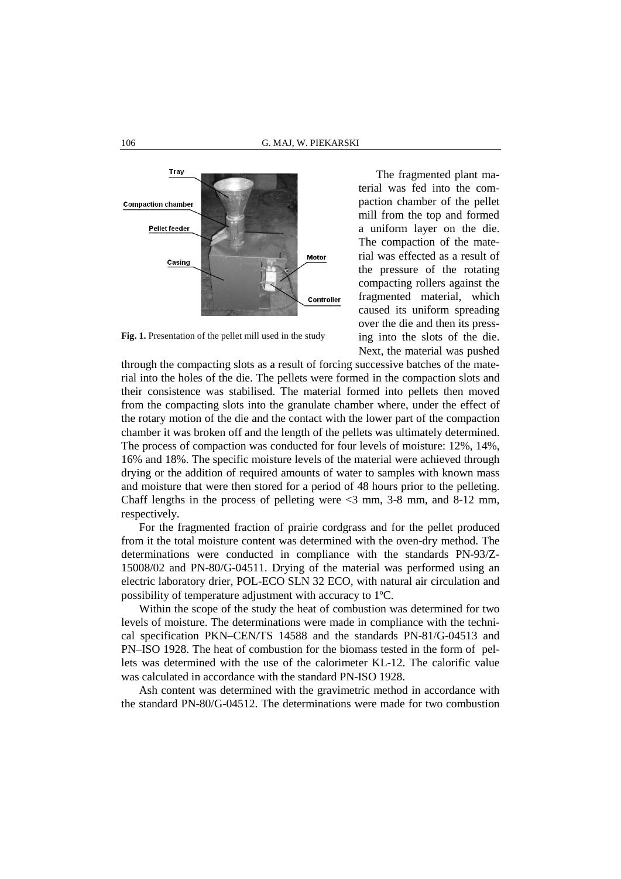**Fig. 1.** Presentation of the pellet mill used in the study

The fragmented plant material was fed into the compaction chamber of the pellet mill from the top and formed a uniform layer on the die. The compaction of the material was effected as a result of the pressure of the rotating compacting rollers against the fragmented material, which caused its uniform spreading over the die and then its pressing into the slots of the die. Next, the material was pushed through the compacting slots as a result of forcing successive batches of the material into the holes of the die. The pellets were formed in the compaction slots and their consistence was stabilised. The material formed into pellets then moved from the compacting slots into the granulate chamber where, under the effect of the rotary motion of the die and the contact with the lower part of the compaction chamber it was broken off and the length of the pellets was ultimately determined. The process of compaction was conducted for four levels of moisture: 12%, 14%, 16% and 18%. The specific moisture levels of the material were achieved through drying or the addition of required amounts of water to samples with known mass and moisture that were then stored for a period of 48 hours prior to the pelleting. Chaff lengths in the process of pelleting were <3 mm, 3-8 mm, and 8-12 mm, respectively.

For the fragmented fraction of prairie cordgrass and for the pellet produced from it the total moisture content was determined with the oven-dry method. The determinations were conducted in compliance with the standards PN-93/Z-15008/02 and PN-80/G-04511. Drying of the material was performed using an electric laboratory drier, POL-ECO SLN 32 ECO, with natural air circulation and possibility of temperature adjustment with accuracy to 1ºC.

Within the scope of the study the heat of combustion was determined for two levels of moisture. The determinations were made in compliance with the technical specification PKN–CEN/TS 14588 and the standards PN-81/G-04513 and PN–ISO 1928. The heat of combustion for the biomass tested in the form of pellets was determined with the use of the calorimeter KL-12. The calorific value was calculated in accordance with the standard PN-ISO 1928.

Ash content was determined with the gravimetric method in accordance with the standard PN-80/G-04512. The determinations were made for two combustion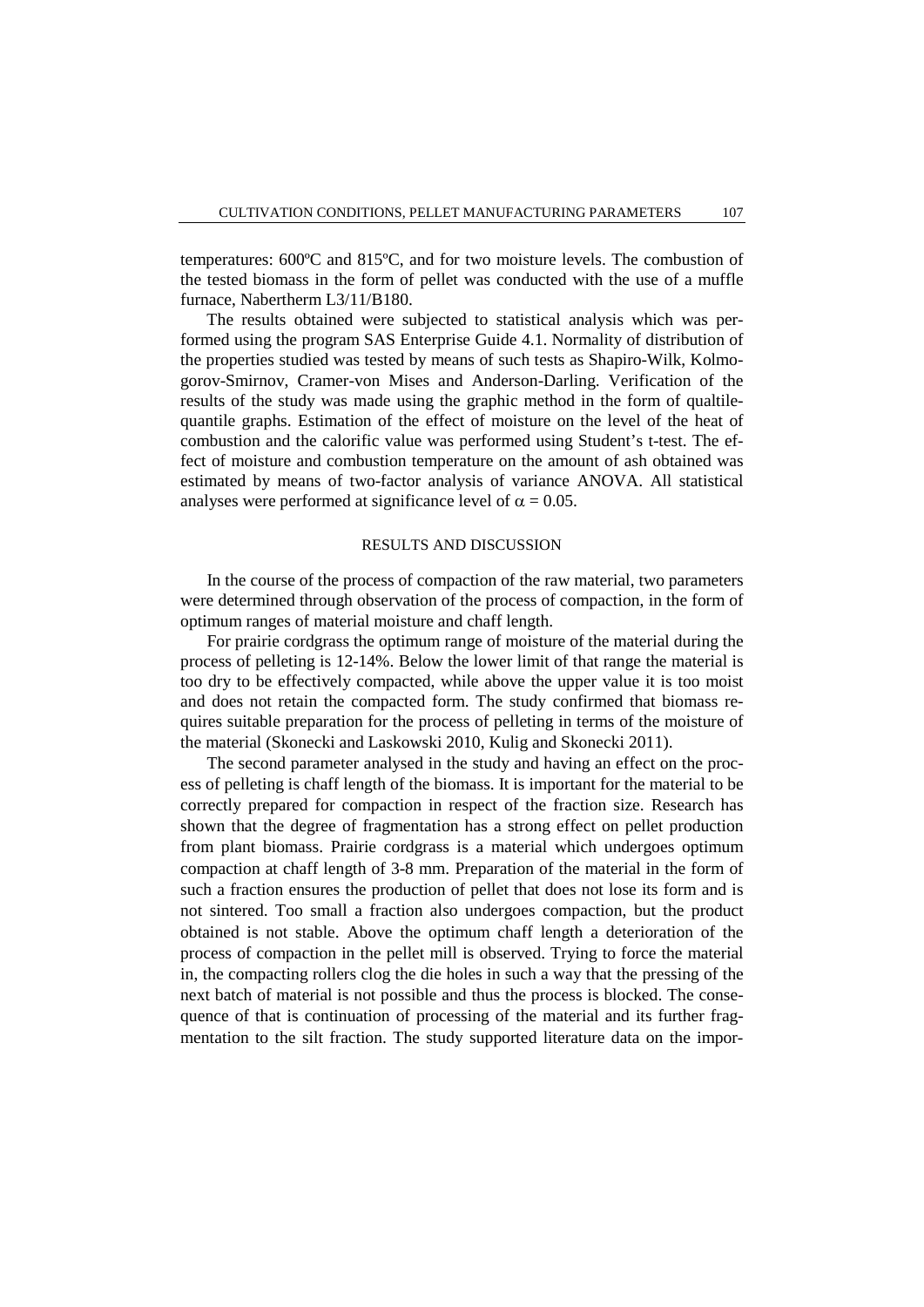temperatures: 600ºC and 815ºC, and for two moisture levels. The combustion of the tested biomass in the form of pellet was conducted with the use of a muffle furnace, Nabertherm L3/11/B180.

The results obtained were subjected to statistical analysis which was performed using the program SAS Enterprise Guide 4.1. Normality of distribution of the properties studied was tested by means of such tests as Shapiro-Wilk, Kolmogorov-Smirnov, Cramer-von Mises and Anderson-Darling. Verification of the results of the study was made using the graphic method in the form of qualtile-quantile graphs. Estimation of the effect of moisture on the level of the heat of combustion and the calorific value was performed using Student's t-test. The effect of moisture and combustion temperature on the amount of ash obtained was estimated by means of two-factor analysis of variance ANOVA. All statistical analyses were performed at significance level of $\alpha = 0.05$.

## RESULTS AND DISCUSSION

In the course of the process of compaction of the raw material, two parameters were determined through observation of the process of compaction, in the form of optimum ranges of material moisture and chaff length.

For prairie cordgrass the optimum range of moisture of the material during the process of pelleting is 12-14%. Below the lower limit of that range the material is too dry to be effectively compacted, while above the upper value it is too moist and does not retain the compacted form. The study confirmed that biomass requires suitable preparation for the process of pelleting in terms of the moisture of the material (Skonecki and Laskowski 2010, Kulig and Skonecki 2011).

The second parameter analysed in the study and having an effect on the process of pelleting is chaff length of the biomass. It is important for the material to be correctly prepared for compaction in respect of the fraction size. Research has shown that the degree of fragmentation has a strong effect on pellet production from plant biomass. Prairie cordgrass is a material which undergoes optimum compaction at chaff length of 3-8 mm. Preparation of the material in the form of such a fraction ensures the production of pellet that does not lose its form and is not sintered. Too small a fraction also undergoes compaction, but the product obtained is not stable. Above the optimum chaff length a deterioration of the process of compaction in the pellet mill is observed. Trying to force the material in, the compacting rollers clog the die holes in such a way that the pressing of the next batch of material is not possible and thus the process is blocked. The consequence of that is continuation of processing of the material and its further fragmentation to the silt fraction. The study supported literature data on the impor-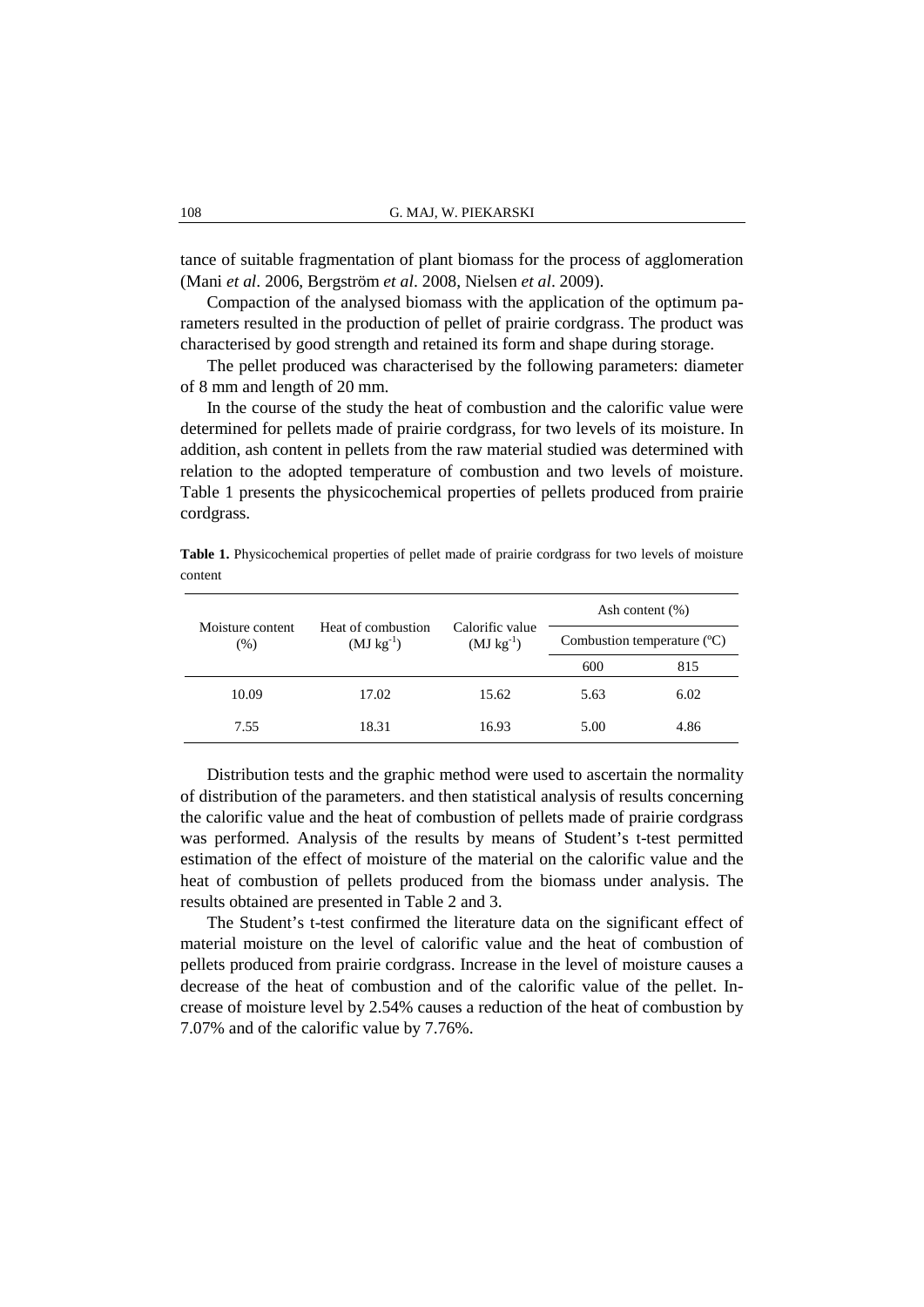tance of suitable fragmentation of plant biomass for the process of agglomeration (Mani *et al*. 2006, Bergström *et al*. 2008, Nielsen *et al*. 2009).

Compaction of the analysed biomass with the application of the optimum parameters resulted in the production of pellet of prairie cordgrass. The product was characterised by good strength and retained its form and shape during storage.

The pellet produced was characterised by the following parameters: diameter of 8 mm and length of 20 mm.

In the course of the study the heat of combustion and the calorific value were determined for pellets made of prairie cordgrass, for two levels of its moisture. In addition, ash content in pellets from the raw material studied was determined with relation to the adopted temperature of combustion and two levels of moisture. Table 1 presents the physicochemical properties of pellets produced from prairie cordgrass.

**Table 1.** Physicochemical properties of pellet made of prairie cordgrass for two levels of moisture content

| Moisture content (%) | Heat of combustion (MJ kg$^{-1}$) | Calorific value (MJ kg$^{-1}$) | Ash content (%) | |
|---|---|---|---|---|
| | | | Combustion temperature (ºC) | |
| | | | 600 | 815 |
| 10.09 | 17.02 | 15.62 | 5.63 | 6.02 |
| 7.55 | 18.31 | 16.93 | 5.00 | 4.86 |

Distribution tests and the graphic method were used to ascertain the normality of distribution of the parameters. and then statistical analysis of results concerning the calorific value and the heat of combustion of pellets made of prairie cordgrass was performed. Analysis of the results by means of Student's t-test permitted estimation of the effect of moisture of the material on the calorific value and the heat of combustion of pellets produced from the biomass under analysis. The results obtained are presented in Table 2 and 3.

The Student's t-test confirmed the literature data on the significant effect of material moisture on the level of calorific value and the heat of combustion of pellets produced from prairie cordgrass. Increase in the level of moisture causes a decrease of the heat of combustion and of the calorific value of the pellet. Increase of moisture level by 2.54% causes a reduction of the heat of combustion by 7.07% and of the calorific value by 7.76%.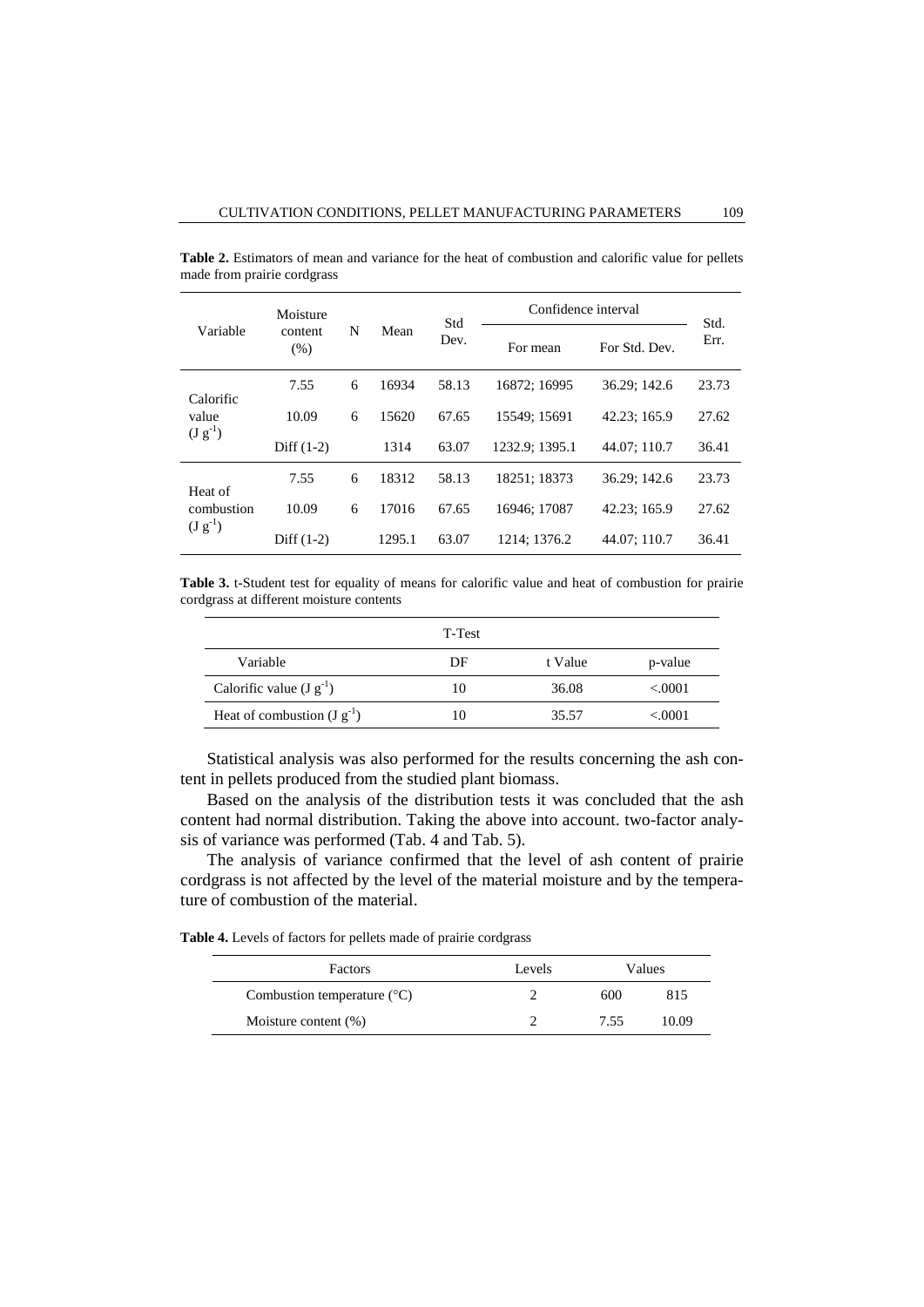**Table 2.** Estimators of mean and variance for the heat of combustion and calorific value for pellets made from prairie cordgrass

| Variable | Moisture content (%) | N | Mean | Std Dev. | Confidence interval | | Std. Err. |
|---|---|---|---|---|---|---|---|
| | | | | | For mean | For Std. Dev. | |
| Calorific value ($J\ g^{-1}$) | 7.55 | 6 | 16934 | 58.13 | 16872; 16995 | 36.29; 142.6 | 23.73 |
| | 10.09 | 6 | 15620 | 67.65 | 15549; 15691 | 42.23; 165.9 | 27.62 |
| | Diff (1-2) | | 1314 | 63.07 | 1232.9; 1395.1 | 44.07; 110.7 | 36.41 |
| Heat of combustion ($J\ g^{-1}$) | 7.55 | 6 | 18312 | 58.13 | 18251; 18373 | 36.29; 142.6 | 23.73 |
| | 10.09 | 6 | 17016 | 67.65 | 16946; 17087 | 42.23; 165.9 | 27.62 |
| | Diff (1-2) | | 1295.1 | 63.07 | 1214; 1376.2 | 44.07; 110.7 | 36.41 |

**Table 3.** t-Student test for equality of means for calorific value and heat of combustion for prairie cordgrass at different moisture contents

| | T-Test | | |
|---|---|---|---|
| Variable | DF | t Value | p-value |
| Calorific value ($J\ g^{-1}$) | 10 | 36.08 | <.0001 |
| Heat of combustion ($J\ g^{-1}$) | 10 | 35.57 | <.0001 |

Statistical analysis was also performed for the results concerning the ash content in pellets produced from the studied plant biomass.

Based on the analysis of the distribution tests it was concluded that the ash content had normal distribution. Taking the above into account. two-factor analysis of variance was performed (Tab. 4 and Tab. 5).

The analysis of variance confirmed that the level of ash content of prairie cordgrass is not affected by the level of the material moisture and by the temperature of combustion of the material.

**Table 4.** Levels of factors for pellets made of prairie cordgrass

| Factors | Levels | Values | |
|---|---|---|---|
| Combustion temperature (°C) | 2 | 600 | 815 |
| Moisture content (%) | 2 | 7.55 | 10.09 |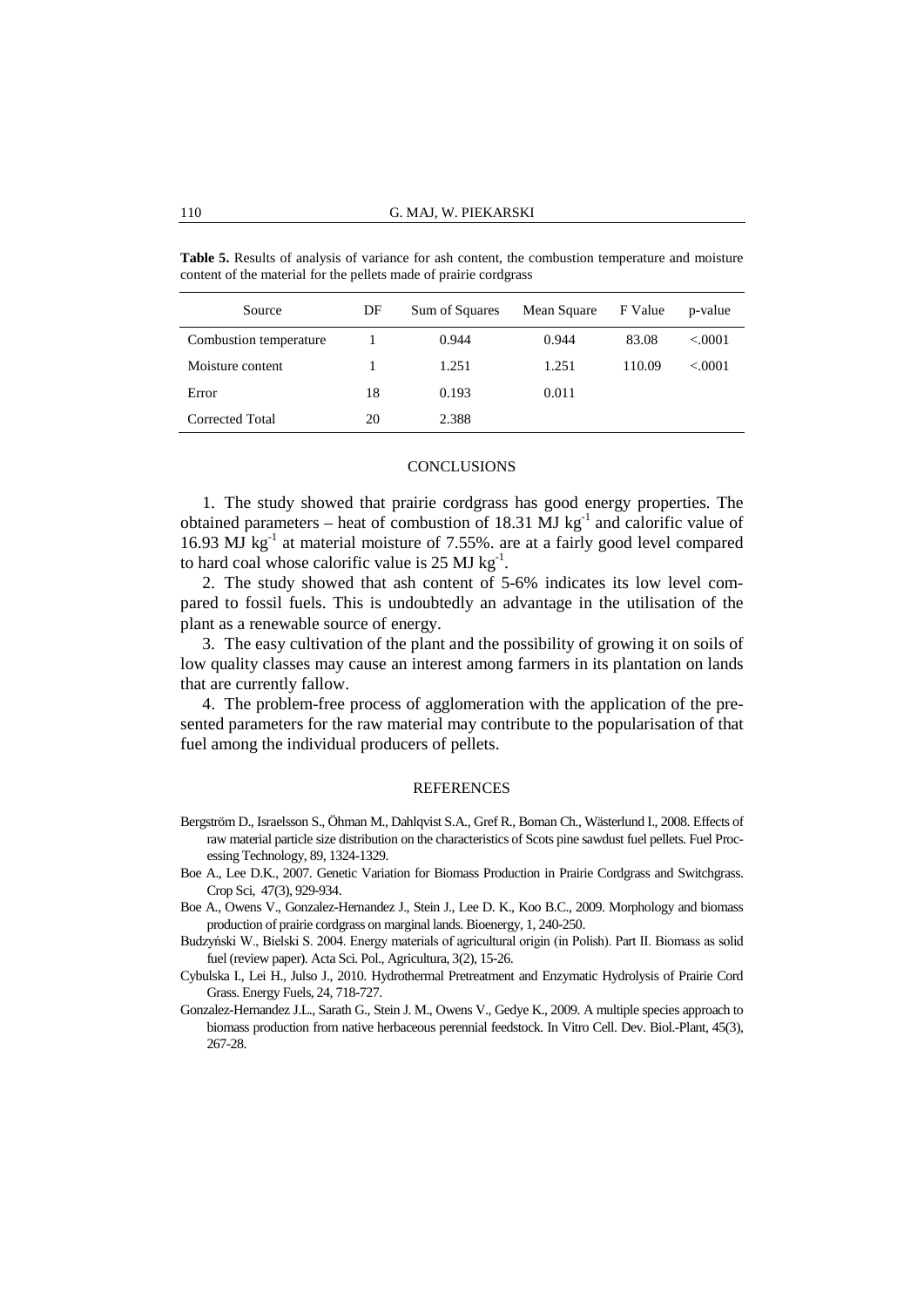**Table 5.** Results of analysis of variance for ash content, the combustion temperature and moisture content of the material for the pellets made of prairie cordgrass

| Source | DF | Sum of Squares | Mean Square | F Value | p-value |
|---|---|---|---|---|---|
| Combustion temperature | 1 | 0.944 | 0.944 | 83.08 | <.0001 |
| Moisture content | 1 | 1.251 | 1.251 | 110.09 | <.0001 |
| Error | 18 | 0.193 | 0.011 | | |
| Corrected Total | 20 | 2.388 | | | |

## CONCLUSIONS

1. The study showed that prairie cordgrass has good energy properties. The obtained parameters – heat of combustion of 18.31 MJ $kg^{-1}$ and calorific value of 16.93 MJ $kg^{-1}$ at material moisture of 7.55%. are at a fairly good level compared to hard coal whose calorific value is 25 MJ $kg^{-1}$.

2. The study showed that ash content of 5-6% indicates its low level compared to fossil fuels. This is undoubtedly an advantage in the utilisation of the plant as a renewable source of energy.

3. The easy cultivation of the plant and the possibility of growing it on soils of low quality classes may cause an interest among farmers in its plantation on lands that are currently fallow.

4. The problem-free process of agglomeration with the application of the presented parameters for the raw material may contribute to the popularisation of that fuel among the individual producers of pellets.

## REFERENCES

Bergström D., Israelsson S., Öhman M., Dahlqvist S.A., Gref R., Boman Ch., Wästerlund I., 2008. Effects of raw material particle size distribution on the characteristics of Scots pine sawdust fuel pellets. Fuel Processing Technology, 89, 1324-1329.

Boe A., Lee D.K., 2007. Genetic Variation for Biomass Production in Prairie Cordgrass and Switchgrass. Crop Sci, 47(3), 929-934.

Boe A., Owens V., Gonzalez-Hernandez J., Stein J., Lee D. K., Koo B.C., 2009. Morphology and biomass production of prairie cordgrass on marginal lands. Bioenergy, 1, 240-250.

Budzyński W., Bielski S. 2004. Energy materials of agricultural origin (in Polish). Part II. Biomass as solid fuel (review paper). Acta Sci. Pol., Agricultura, 3(2), 15-26.

Cybulska I., Lei H., Julso J., 2010. Hydrothermal Pretreatment and Enzymatic Hydrolysis of Prairie Cord Grass. Energy Fuels, 24, 718-727.

Gonzalez-Hernandez J.L., Sarath G., Stein J. M., Owens V., Gedye K., 2009. A multiple species approach to biomass production from native herbaceous perennial feedstock. In Vitro Cell. Dev. Biol.-Plant, 45(3), 267-28.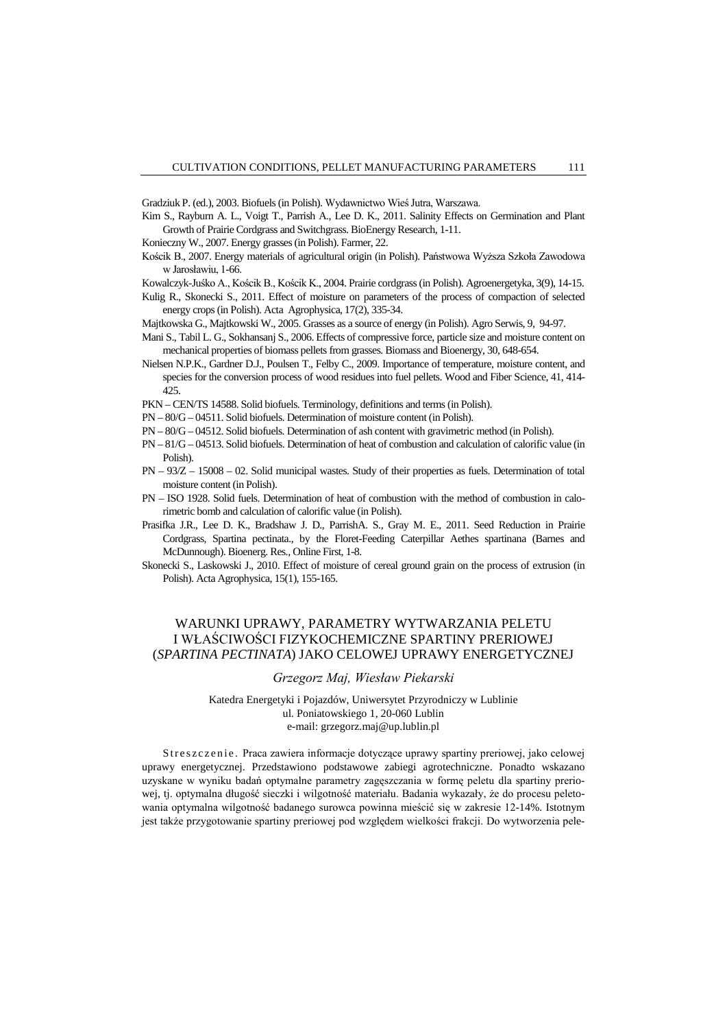Gradziuk P. (ed.), 2003. Biofuels (in Polish). Wydawnictwo Wieś Jutra, Warszawa.

Kim S., Rayburn A. L., Voigt T., Parrish A., Lee D. K., 2011. Salinity Effects on Germination and Plant Growth of Prairie Cordgrass and Switchgrass. BioEnergy Research, 1-11.

Konieczny W., 2007. Energy grasses (in Polish). Farmer, 22.

Kościk B., 2007. Energy materials of agricultural origin (in Polish). Państwowa Wyższa Szkoła Zawodowa w Jarosławiu, 1-66.

Kowalczyk-Juśko A., Kościk B., Kościk K., 2004. Prairie cordgrass (in Polish). Agroenergetyka, 3(9), 14-15.

Kulig R., Skonecki S., 2011. Effect of moisture on parameters of the process of compaction of selected energy crops (in Polish). Acta Agrophysica, 17(2), 335-34.

Majtkowska G., Majtkowski W., 2005. Grasses as a source of energy (in Polish). Agro Serwis, 9, 94-97.

Mani S., Tabil L. G., Sokhansanj S., 2006. Effects of compressive force, particle size and moisture content on mechanical properties of biomass pellets from grasses. Biomass and Bioenergy, 30, 648-654.

Nielsen N.P.K., Gardner D.J., Poulsen T., Felby C., 2009. Importance of temperature, moisture content, and species for the conversion process of wood residues into fuel pellets. Wood and Fiber Science, 41, 414-425.

PKN – CEN/TS 14588. Solid biofuels. Terminology, definitions and terms (in Polish).

PN – 80/G – 04511. Solid biofuels. Determination of moisture content (in Polish).

PN – 80/G – 04512. Solid biofuels. Determination of ash content with gravimetric method (in Polish).

PN – 81/G – 04513. Solid biofuels. Determination of heat of combustion and calculation of calorific value (in Polish).

PN – 93/Z – 15008 – 02. Solid municipal wastes. Study of their properties as fuels. Determination of total moisture content (in Polish).

PN – ISO 1928. Solid fuels. Determination of heat of combustion with the method of combustion in calorimetric bomb and calculation of calorific value (in Polish).

Prasifka J.R., Lee D. K., Bradshaw J. D., ParrishA. S., Gray M. E., 2011. Seed Reduction in Prairie Cordgrass, Spartina pectinata., by the Floret-Feeding Caterpillar Aethes spartinana (Barnes and McDunnough). Bioenerg. Res., Online First, 1-8.

Skonecki S., Laskowski J., 2010. Effect of moisture of cereal ground grain on the process of extrusion (in Polish). Acta Agrophysica, 15(1), 155-165.

# WARUNKI UPRAWY, PARAMETRY WYTWARZANIA PELETU I WŁAŚCIWOŚCI FIZYKOCHEMICZNE SPARTINY PRERIOWEJ (*SPARTINA PECTINATA*) JAKO CELOWEJ UPRAWY ENERGETYCZNEJ

*Grzegorz Maj, Wiesław Piekarski*

Katedra Energetyki i Pojazdów, Uniwersytet Przyrodniczy w Lublinie
ul. Poniatowskiego 1, 20-060 Lublin
e-mail: grzegorz.maj@up.lublin.pl

Streszczenie. Praca zawiera informacje dotyczące uprawy spartiny preriowej, jako celowej uprawy energetycznej. Przedstawiono podstawowe zabiegi agrotechniczne. Ponadto wskazano uzyskane w wyniku badań optymalne parametry zagęszczania w formę peletu dla spartiny preriowej, tj. optymalna długość sieczki i wilgotność materiału. Badania wykazały, że do procesu peletowania optymalna wilgotność badanego surowca powinna mieścić się w zakresie 12-14%. Istotnym jest także przygotowanie spartiny preriowej pod względem wielkości frakcji. Do wytworzenia pele-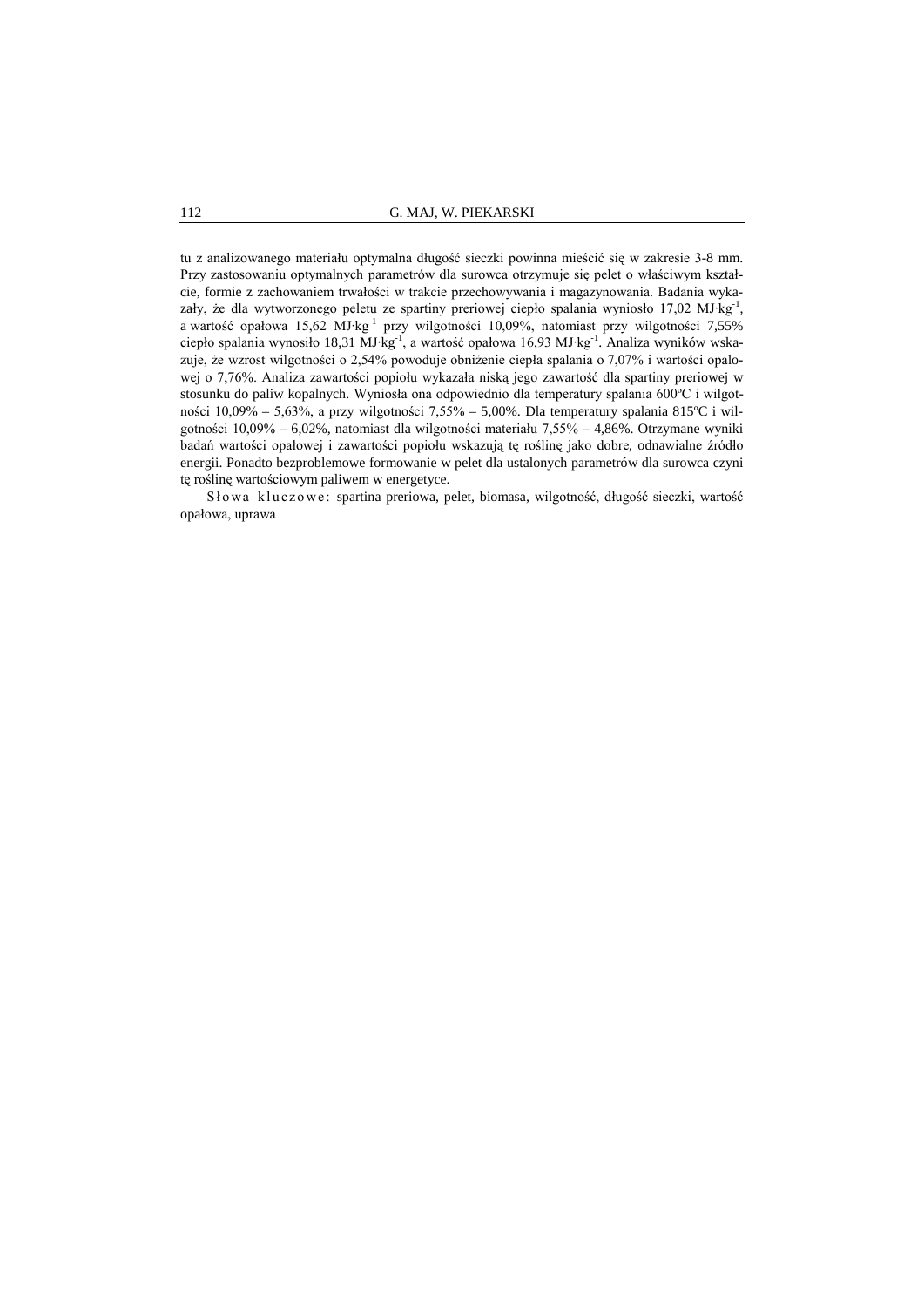tu z analizowanego materiału optymalna długość sieczki powinna mieścić się w zakresie 3-8 mm. Przy zastosowaniu optymalnych parametrów dla surowca otrzymuje się pelet o właściwym kształcie, formie z zachowaniem trwałości w trakcie przechowywania i magazynowania. Badania wykazały, że dla wytworzonego peletu ze spartiny preriowej ciepło spalania wyniosło 17,02 MJ·kg$^{-1}$, a wartość opałowa 15,62 MJ·kg$^{-1}$ przy wilgotności 10,09%, natomiast przy wilgotności 7,55% ciepło spalania wynosiło 18,31 MJ·kg$^{-1}$, a wartość opałowa 16,93 MJ·kg$^{-1}$. Analiza wyników wskazuje, że wzrost wilgotności o 2,54% powoduje obniżenie ciepła spalania o 7,07% i wartości opałowej o 7,76%. Analiza zawartości popiołu wykazała niską jego zawartość dla spartiny preriowej w stosunku do paliw kopalnych. Wyniosła ona odpowiednio dla temperatury spalania 600ºC i wilgotności 10,09% – 5,63%, a przy wilgotności 7,55% – 5,00%. Dla temperatury spalania 815ºC i wilgotności 10,09% – 6,02%, natomiast dla wilgotności materiału 7,55% – 4,86%. Otrzymane wyniki badań wartości opałowej i zawartości popiołu wskazują tę roślinę jako dobre, odnawialne źródło energii. Ponadto bezproblemowe formowanie w pelet dla ustalonych parametrów dla surowca czyni tę roślinę wartościowym paliwem w energetyce.

Słowa kluczowe: spartina preriowa, pelet, biomasa, wilgotność, długość sieczki, wartość opałowa, uprawa